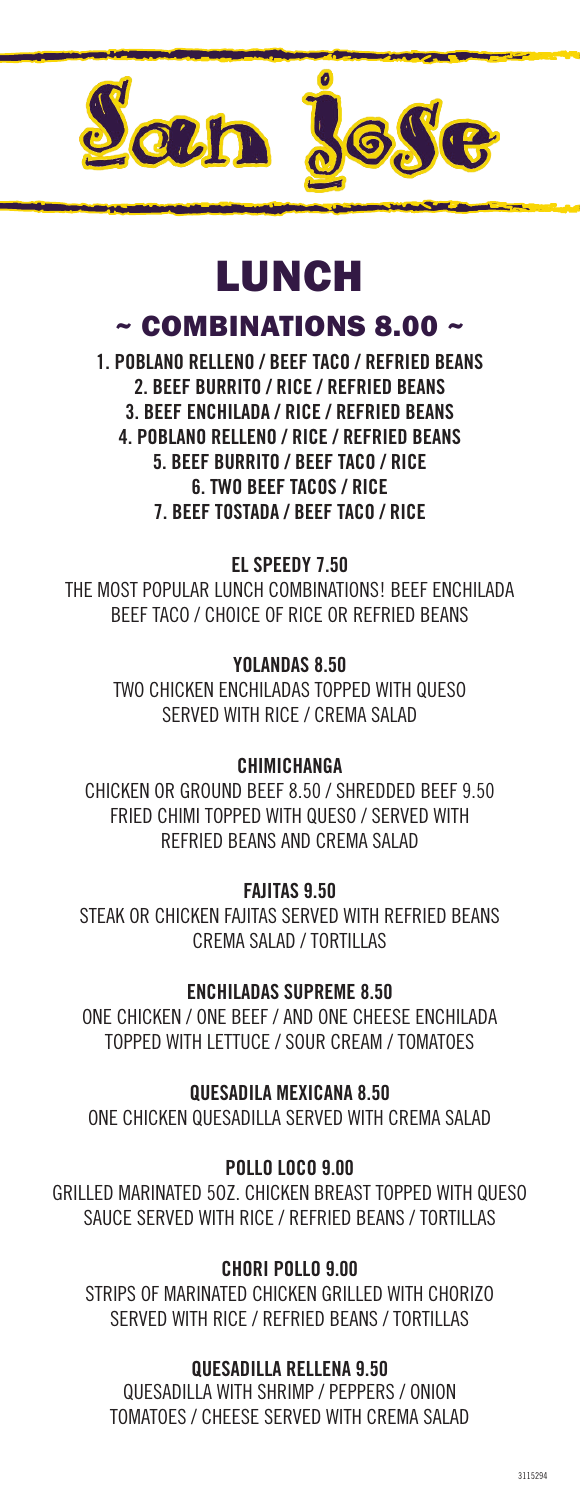# San Jose

# LUNCH

## ~ COMBINATIONS 8.00 ~

**1. POBLANO RELLENO / BEEF TACO / REFRIED BEANS**
**2. BEEF BURRITO / RICE / REFRIED BEANS**
**3. BEEF ENCHILADA / RICE / REFRIED BEANS**
**4. POBLANO RELLENO / RICE / REFRIED BEANS**
**5. BEEF BURRITO / BEEF TACO / RICE**
**6. TWO BEEF TACOS / RICE**
**7. BEEF TOSTADA / BEEF TACO / RICE**

**EL SPEEDY 7.50**

THE MOST POPULAR LUNCH COMBINATIONS! BEEF ENCHILADA BEEF TACO / CHOICE OF RICE OR REFRIED BEANS

**YOLANDAS 8.50**

TWO CHICKEN ENCHILADAS TOPPED WITH QUESO SERVED WITH RICE / CREMA SALAD

**CHIMICHANGA**

CHICKEN OR GROUND BEEF 8.50 / SHREDDED BEEF 9.50 FRIED CHIMI TOPPED WITH QUESO / SERVED WITH REFRIED BEANS AND CREMA SALAD

**FAJITAS 9.50**

STEAK OR CHICKEN FAJITAS SERVED WITH REFRIED BEANS CREMA SALAD / TORTILLAS

**ENCHILADAS SUPREME 8.50**

ONE CHICKEN / ONE BEEF / AND ONE CHEESE ENCHILADA TOPPED WITH LETTUCE / SOUR CREAM / TOMATOES

**QUESADILA MEXICANA 8.50**

ONE CHICKEN QUESADILLA SERVED WITH CREMA SALAD

**POLLO LOCO 9.00**

GRILLED MARINATED 5OZ. CHICKEN BREAST TOPPED WITH QUESO SAUCE SERVED WITH RICE / REFRIED BEANS / TORTILLAS

**CHORI POLLO 9.00**

STRIPS OF MARINATED CHICKEN GRILLED WITH CHORIZO SERVED WITH RICE / REFRIED BEANS / TORTILLAS

**QUESADILLA RELLENA 9.50**

QUESADILLA WITH SHRIMP / PEPPERS / ONION TOMATOES / CHEESE SERVED WITH CREMA SALAD

3115294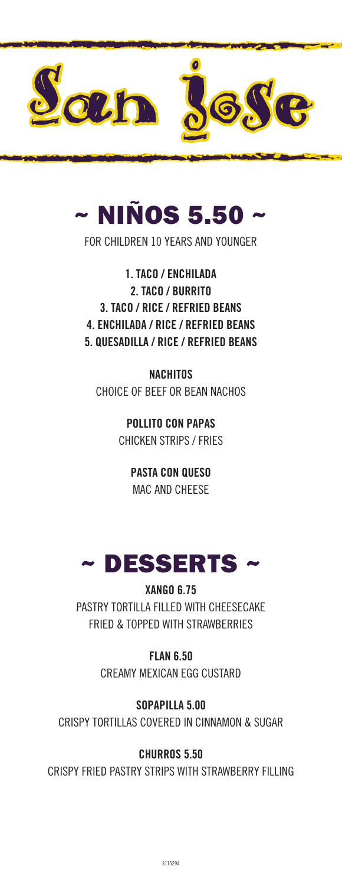# San Jose

## ~ NIÑOS 5.50 ~

FOR CHILDREN 10 YEARS AND YOUNGER

**1. TACO / ENCHILADA**
**2. TACO / BURRITO**
**3. TACO / RICE / REFRIED BEANS**
**4. ENCHILADA / RICE / REFRIED BEANS**
**5. QUESADILLA / RICE / REFRIED BEANS**

**NACHITOS**
CHOICE OF BEEF OR BEAN NACHOS

**POLLITO CON PAPAS**
CHICKEN STRIPS / FRIES

**PASTA CON QUESO**
MAC AND CHEESE

## ~ DESSERTS ~

**XANGO 6.75**
PASTRY TORTILLA FILLED WITH CHEESECAKE
FRIED & TOPPED WITH STRAWBERRIES

**FLAN 6.50**
CREAMY MEXICAN EGG CUSTARD

**SOPAPILLA 5.00**
CRISPY TORTILLAS COVERED IN CINNAMON & SUGAR

**CHURROS 5.50**
CRISPY FRIED PASTRY STRIPS WITH STRAWBERRY FILLING

3115294